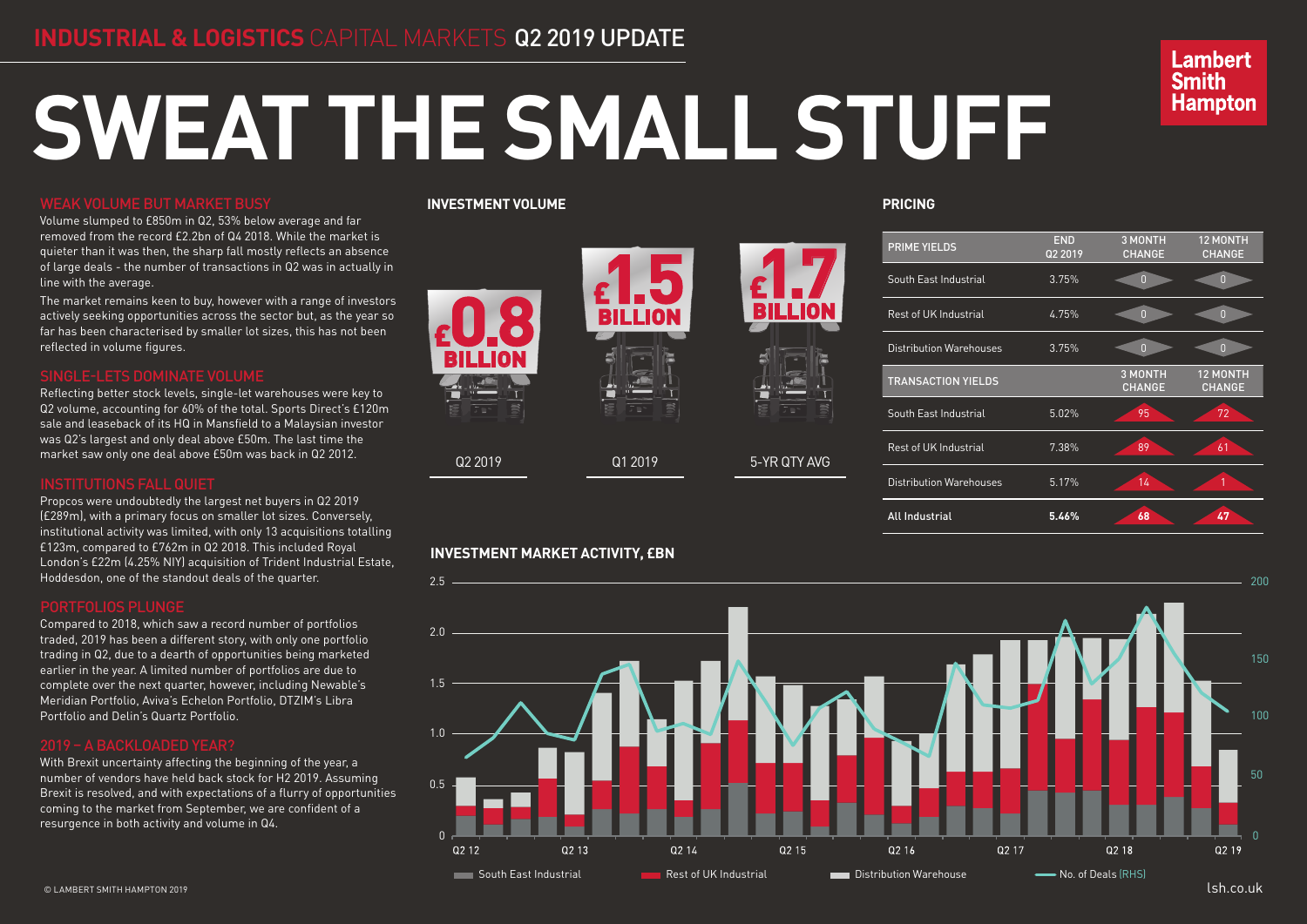# INDUSTRIAL & LOGISTICS CAPITAL MARKETS Q2 2019 UPDATE

# SWEAT THE SMALL STUFF

Lambert Smith Hampton

## WEAK VOLUME BUT MARKET BUSY

Volume slumped to £850m in Q2, 53% below average and far removed from the record £2.2bn of Q4 2018. While the market is quieter than it was then, the sharp fall mostly reflects an absence of large deals - the number of transactions in Q2 was in actually in line with the average.

The market remains keen to buy, however with a range of investors actively seeking opportunities across the sector but, as the year so far has been characterised by smaller lot sizes, this has not been reflected in volume figures.

## SINGLE-LETS DOMINATE VOLUME

Reflecting better stock levels, single-let warehouses were key to Q2 volume, accounting for 60% of the total. Sports Direct's £120m sale and leaseback of its HQ in Mansfield to a Malaysian investor was Q2's largest and only deal above £50m. The last time the market saw only one deal above £50m was back in Q2 2012.

## INSTITUTIONS FALL QUIET

Propcos were undoubtedly the largest net buyers in Q2 2019 (£289m), with a primary focus on smaller lot sizes. Conversely, institutional activity was limited, with only 13 acquisitions totalling £123m, compared to £762m in Q2 2018. This included Royal London's £22m (4.25% NIY) acquisition of Trident Industrial Estate, Hoddesdon, one of the standout deals of the quarter.

## PORTFOLIOS PLUNGE

Compared to 2018, which saw a record number of portfolios traded, 2019 has been a different story, with only one portfolio trading in Q2, due to a dearth of opportunities being marketed earlier in the year. A limited number of portfolios are due to complete over the next quarter, however, including Newable's Meridian Portfolio, Aviva's Echelon Portfolio, DTZIM's Libra Portfolio and Delin's Quartz Portfolio.

## 2019 – A BACKLOADED YEAR?

With Brexit uncertainty affecting the beginning of the year, a number of vendors have held back stock for H2 2019. Assuming Brexit is resolved, and with expectations of a flurry of opportunities coming to the market from September, we are confident of a resurgence in both activity and volume in Q4.

## INVESTMENT VOLUME

| Q2 2019 | Q1 2019 | 5-YR QTY AVG |
|---|---|---|
| £0.8 BILLION | £1.5 BILLION | £1.7 BILLION |

## PRICING

| PRIME YIELDS | END Q2 2019 | 3 MONTH CHANGE | 12 MONTH CHANGE |
|---|---|---|---|
| South East Industrial | 3.75% | 0 | 0 |
| Rest of UK Industrial | 4.75% | 0 | 0 |
| Distribution Warehouses | 3.75% | 0 | 0 |
| **TRANSACTION YIELDS** | | **3 MONTH CHANGE** | **12 MONTH CHANGE** |
| South East Industrial | 5.02% | 95 | 72 |
| Rest of UK Industrial | 7.38% | 89 | 61 |
| Distribution Warehouses | 5.17% | 14 | 1 |
| **All Industrial** | **5.46%** | **68** | **47** |

## INVESTMENT MARKET ACTIVITY, £BN

Legend: South East Industrial; Rest of UK Industrial; Distribution Warehouse; No. of Deals (RHS)

© LAMBERT SMITH HAMPTON 2019

lsh.co.uk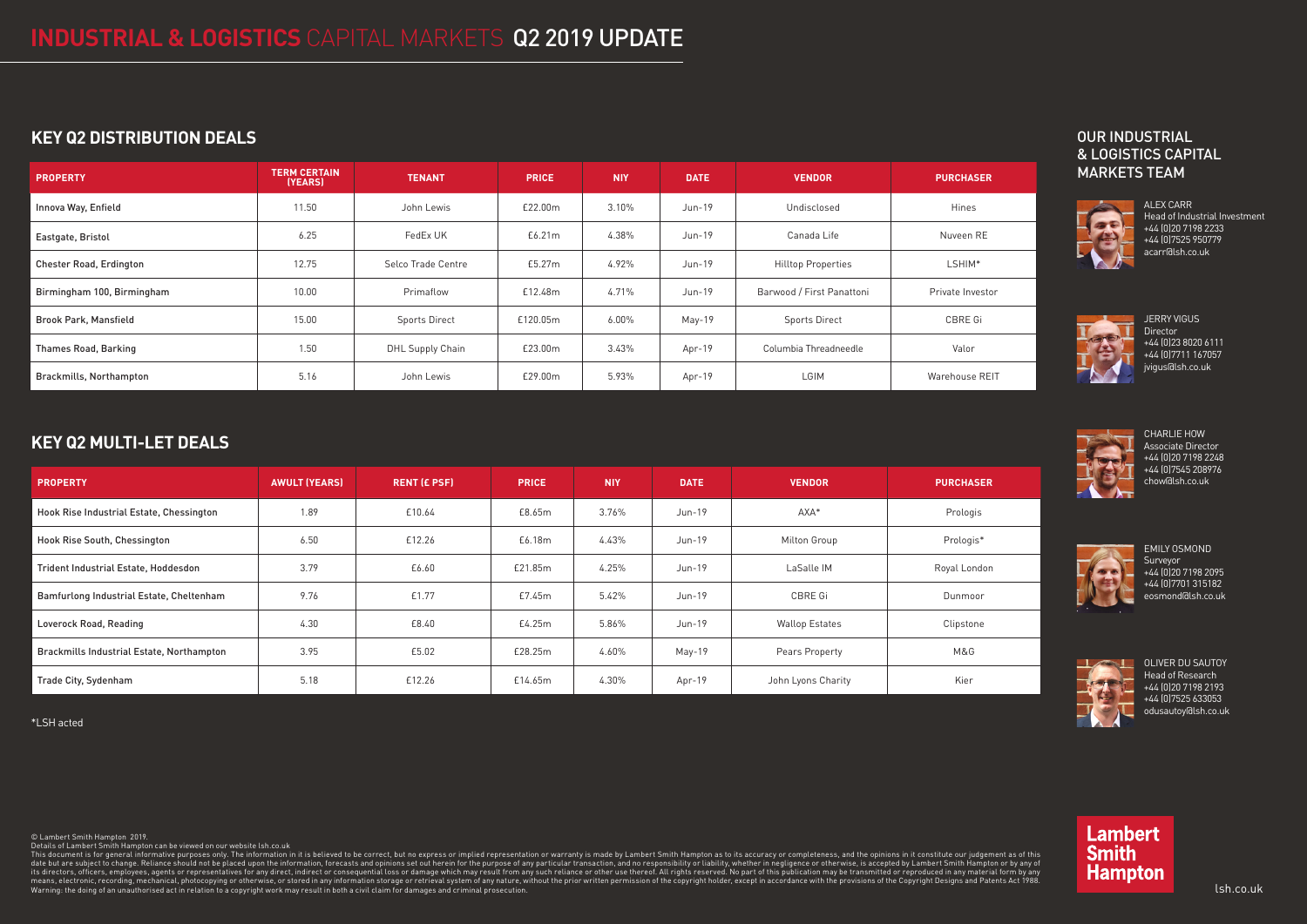# INDUSTRIAL & LOGISTICS CAPITAL MARKETS Q2 2019 UPDATE

## KEY Q2 DISTRIBUTION DEALS

| PROPERTY | TERM CERTAIN (YEARS) | TENANT | PRICE | NIY | DATE | VENDOR | PURCHASER |
|---|---|---|---|---|---|---|---|
| Innova Way, Enfield | 11.50 | John Lewis | £22.00m | 3.10% | Jun-19 | Undisclosed | Hines |
| Eastgate, Bristol | 6.25 | FedEx UK | £6.21m | 4.38% | Jun-19 | Canada Life | Nuveen RE |
| Chester Road, Erdington | 12.75 | Selco Trade Centre | £5.27m | 4.92% | Jun-19 | Hilltop Properties | LSHIM* |
| Birmingham 100, Birmingham | 10.00 | Primaflow | £12.48m | 4.71% | Jun-19 | Barwood / First Panattoni | Private Investor |
| Brook Park, Mansfield | 15.00 | Sports Direct | £120.05m | 6.00% | May-19 | Sports Direct | CBRE Gi |
| Thames Road, Barking | 1.50 | DHL Supply Chain | £23.00m | 3.43% | Apr-19 | Columbia Threadneedle | Valor |
| Brackmills, Northampton | 5.16 | John Lewis | £29.00m | 5.93% | Apr-19 | LGIM | Warehouse REIT |

## KEY Q2 MULTI-LET DEALS

| PROPERTY | AWULT (YEARS) | RENT (£ PSF) | PRICE | NIY | DATE | VENDOR | PURCHASER |
|---|---|---|---|---|---|---|---|
| Hook Rise Industrial Estate, Chessington | 1.89 | £10.64 | £8.65m | 3.76% | Jun-19 | AXA* | Prologis |
| Hook Rise South, Chessington | 6.50 | £12.26 | £6.18m | 4.43% | Jun-19 | Milton Group | Prologis* |
| Trident Industrial Estate, Hoddesdon | 3.79 | £6.60 | £21.85m | 4.25% | Jun-19 | LaSalle IM | Royal London |
| Bamfurlong Industrial Estate, Cheltenham | 9.76 | £1.77 | £7.45m | 5.42% | Jun-19 | CBRE Gi | Dunmoor |
| Loverock Road, Reading | 4.30 | £8.40 | £4.25m | 5.86% | Jun-19 | Wallop Estates | Clipstone |
| Brackmills Industrial Estate, Northampton | 3.95 | £5.02 | £28.25m | 4.60% | May-19 | Pears Property | M&G |
| Trade City, Sydenham | 5.18 | £12.26 | £14.65m | 4.30% | Apr-19 | John Lyons Charity | Kier |

*LSH acted

## OUR INDUSTRIAL & LOGISTICS CAPITAL MARKETS TEAM

ALEX CARR
Head of Industrial Investment
+44 (0)20 7198 2233
+44 (0)7525 950779
acarr@lsh.co.uk

JERRY VIGUS
Director
+44 (0)23 8020 6111
+44 (0)7711 167057
jvigus@lsh.co.uk

CHARLIE HOW
Associate Director
+44 (0)20 7198 2248
+44 (0)7545 208976
chow@lsh.co.uk

EMILY OSMOND
Surveyor
+44 (0)20 7198 2095
+44 (0)7701 315182
eosmond@lsh.co.uk

OLIVER DU SAUTOY
Head of Research
+44 (0)20 7198 2193
+44 (0)7525 633053
odusautoy@lsh.co.uk

© Lambert Smith Hampton 2019.
Details of Lambert Smith Hampton can be viewed on our website lsh.co.uk
This document is for general informative purposes only. The information in it is believed to be correct, but no express or implied representation or warranty is made by Lambert Smith Hampton as to its accuracy or completeness, and the opinions in it constitute our judgement as of this date but are subject to change. Reliance should not be placed upon the information, forecasts and opinions set out herein for the purpose of any particular transaction, and no responsibility or liability, whether in negligence or otherwise, is accepted by Lambert Smith Hampton or by any of its directors, officers, employees, agents or representatives for any direct, indirect or consequential loss or damage which may result from any such reliance or other use thereof. All rights reserved. No part of this publication may be transmitted or reproduced in any material form by any means, electronic, recording, mechanical, photocopying or otherwise, or stored in any information storage or retrieval system of any nature, without the prior written permission of the copyright holder, except in accordance with the provisions of the Copyright Designs and Patents Act 1988. Warning: the doing of an unauthorised act in relation to a copyright work may result in both a civil claim for damages and criminal prosecution.

Lambert Smith Hampton

lsh.co.uk